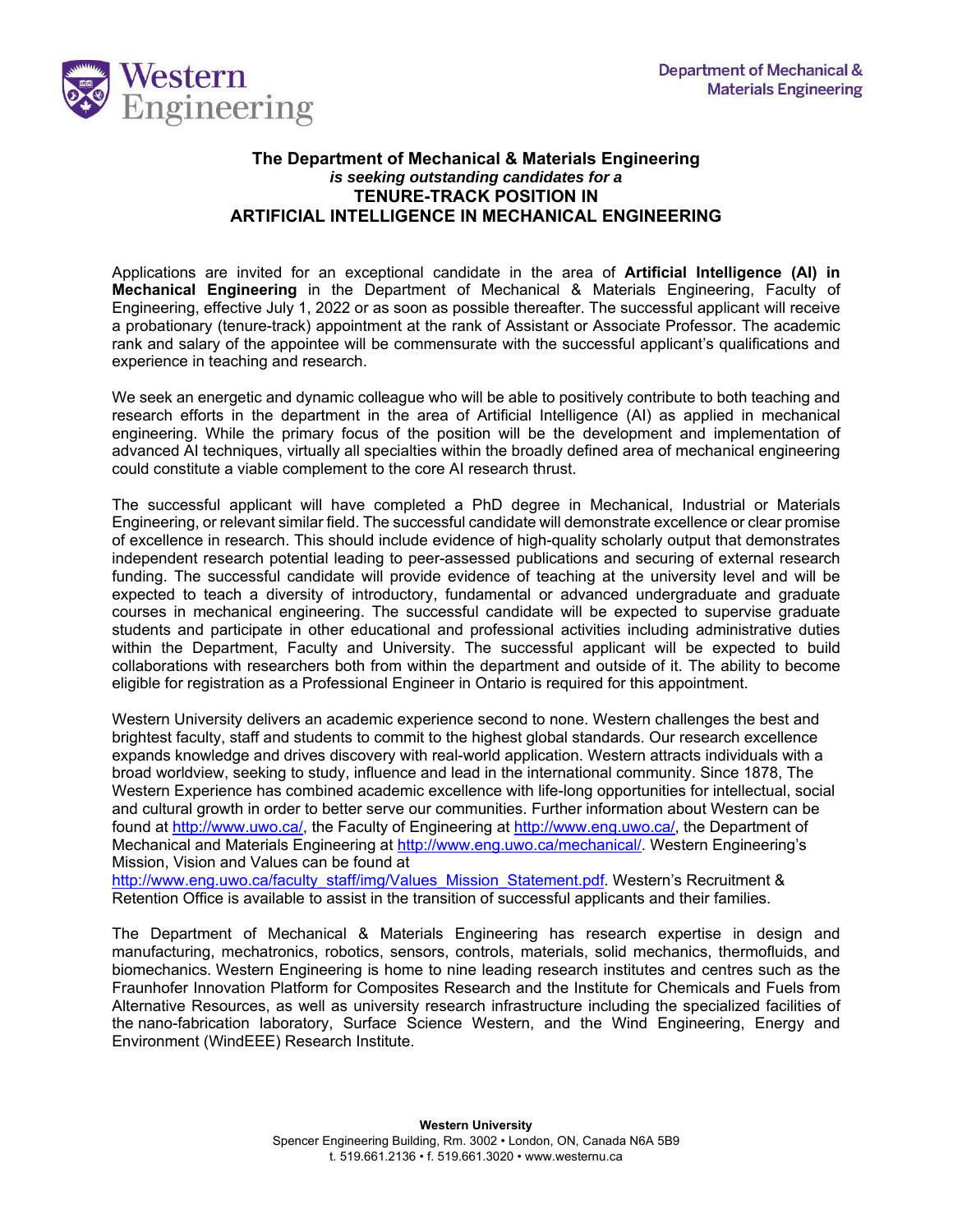Department of Mechanical & Materials Engineering

# The Department of Mechanical & Materials Engineering
*is seeking outstanding candidates for a*
## TENURE-TRACK POSITION IN ARTIFICIAL INTELLIGENCE IN MECHANICAL ENGINEERING

Applications are invited for an exceptional candidate in the area of **Artificial Intelligence (AI) in Mechanical Engineering** in the Department of Mechanical & Materials Engineering, Faculty of Engineering, effective July 1, 2022 or as soon as possible thereafter. The successful applicant will receive a probationary (tenure-track) appointment at the rank of Assistant or Associate Professor. The academic rank and salary of the appointee will be commensurate with the successful applicant's qualifications and experience in teaching and research.

We seek an energetic and dynamic colleague who will be able to positively contribute to both teaching and research efforts in the department in the area of Artificial Intelligence (AI) as applied in mechanical engineering. While the primary focus of the position will be the development and implementation of advanced AI techniques, virtually all specialties within the broadly defined area of mechanical engineering could constitute a viable complement to the core AI research thrust.

The successful applicant will have completed a PhD degree in Mechanical, Industrial or Materials Engineering, or relevant similar field. The successful candidate will demonstrate excellence or clear promise of excellence in research. This should include evidence of high-quality scholarly output that demonstrates independent research potential leading to peer-assessed publications and securing of external research funding. The successful candidate will provide evidence of teaching at the university level and will be expected to teach a diversity of introductory, fundamental or advanced undergraduate and graduate courses in mechanical engineering. The successful candidate will be expected to supervise graduate students and participate in other educational and professional activities including administrative duties within the Department, Faculty and University. The successful applicant will be expected to build collaborations with researchers both from within the department and outside of it. The ability to become eligible for registration as a Professional Engineer in Ontario is required for this appointment.

Western University delivers an academic experience second to none. Western challenges the best and brightest faculty, staff and students to commit to the highest global standards. Our research excellence expands knowledge and drives discovery with real-world application. Western attracts individuals with a broad worldview, seeking to study, influence and lead in the international community. Since 1878, The Western Experience has combined academic excellence with life-long opportunities for intellectual, social and cultural growth in order to better serve our communities. Further information about Western can be found at http://www.uwo.ca/, the Faculty of Engineering at http://www.eng.uwo.ca/, the Department of Mechanical and Materials Engineering at http://www.eng.uwo.ca/mechanical/. Western Engineering's Mission, Vision and Values can be found at http://www.eng.uwo.ca/faculty_staff/img/Values_Mission_Statement.pdf. Western's Recruitment & Retention Office is available to assist in the transition of successful applicants and their families.

The Department of Mechanical & Materials Engineering has research expertise in design and manufacturing, mechatronics, robotics, sensors, controls, materials, solid mechanics, thermofluids, and biomechanics. Western Engineering is home to nine leading research institutes and centres such as the Fraunhofer Innovation Platform for Composites Research and the Institute for Chemicals and Fuels from Alternative Resources, as well as university research infrastructure including the specialized facilities of the nano-fabrication laboratory, Surface Science Western, and the Wind Engineering, Energy and Environment (WindEEE) Research Institute.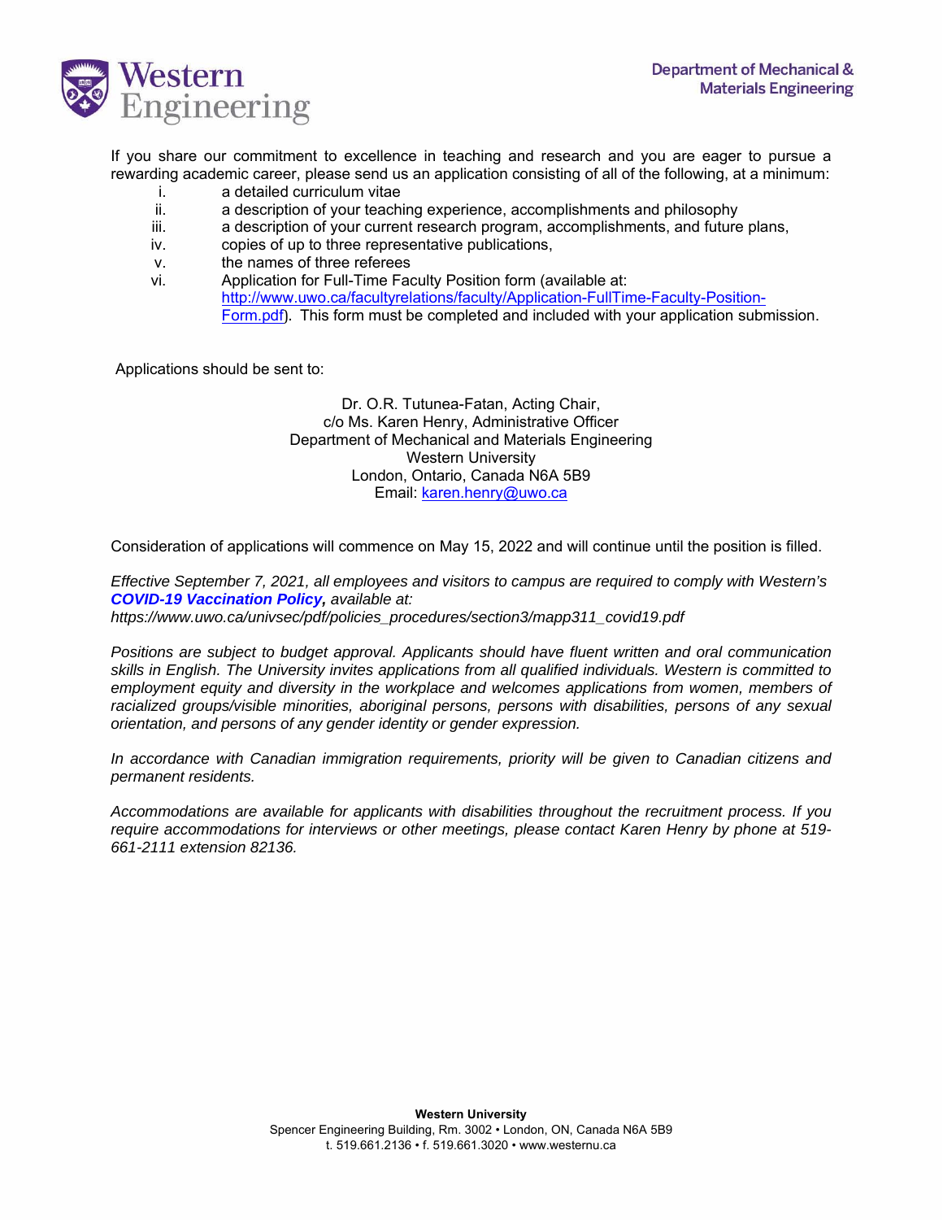If you share our commitment to excellence in teaching and research and you are eager to pursue a rewarding academic career, please send us an application consisting of all of the following, at a minimum:

i. a detailed curriculum vitae
ii. a description of your teaching experience, accomplishments and philosophy
iii. a description of your current research program, accomplishments, and future plans,
iv. copies of up to three representative publications,
v. the names of three referees
vi. Application for Full-Time Faculty Position form (available at: [http://www.uwo.ca/facultyrelations/faculty/Application-FullTime-Faculty-Position-Form.pdf](http://www.uwo.ca/facultyrelations/faculty/Application-FullTime-Faculty-Position-Form.pdf)). This form must be completed and included with your application submission.

Applications should be sent to:

Dr. O.R. Tutunea-Fatan, Acting Chair,
c/o Ms. Karen Henry, Administrative Officer
Department of Mechanical and Materials Engineering
Western University
London, Ontario, Canada N6A 5B9
Email: [karen.henry@uwo.ca](mailto:karen.henry@uwo.ca)

Consideration of applications will commence on May 15, 2022 and will continue until the position is filled.

*Effective September 7, 2021, all employees and visitors to campus are required to comply with Western's* ***COVID-19 Vaccination Policy****, available at: https://www.uwo.ca/univsec/pdf/policies_procedures/section3/mapp311_covid19.pdf*

*Positions are subject to budget approval. Applicants should have fluent written and oral communication skills in English. The University invites applications from all qualified individuals. Western is committed to employment equity and diversity in the workplace and welcomes applications from women, members of racialized groups/visible minorities, aboriginal persons, persons with disabilities, persons of any sexual orientation, and persons of any gender identity or gender expression.*

*In accordance with Canadian immigration requirements, priority will be given to Canadian citizens and permanent residents.*

*Accommodations are available for applicants with disabilities throughout the recruitment process. If you require accommodations for interviews or other meetings, please contact Karen Henry by phone at 519-661-2111 extension 82136.*